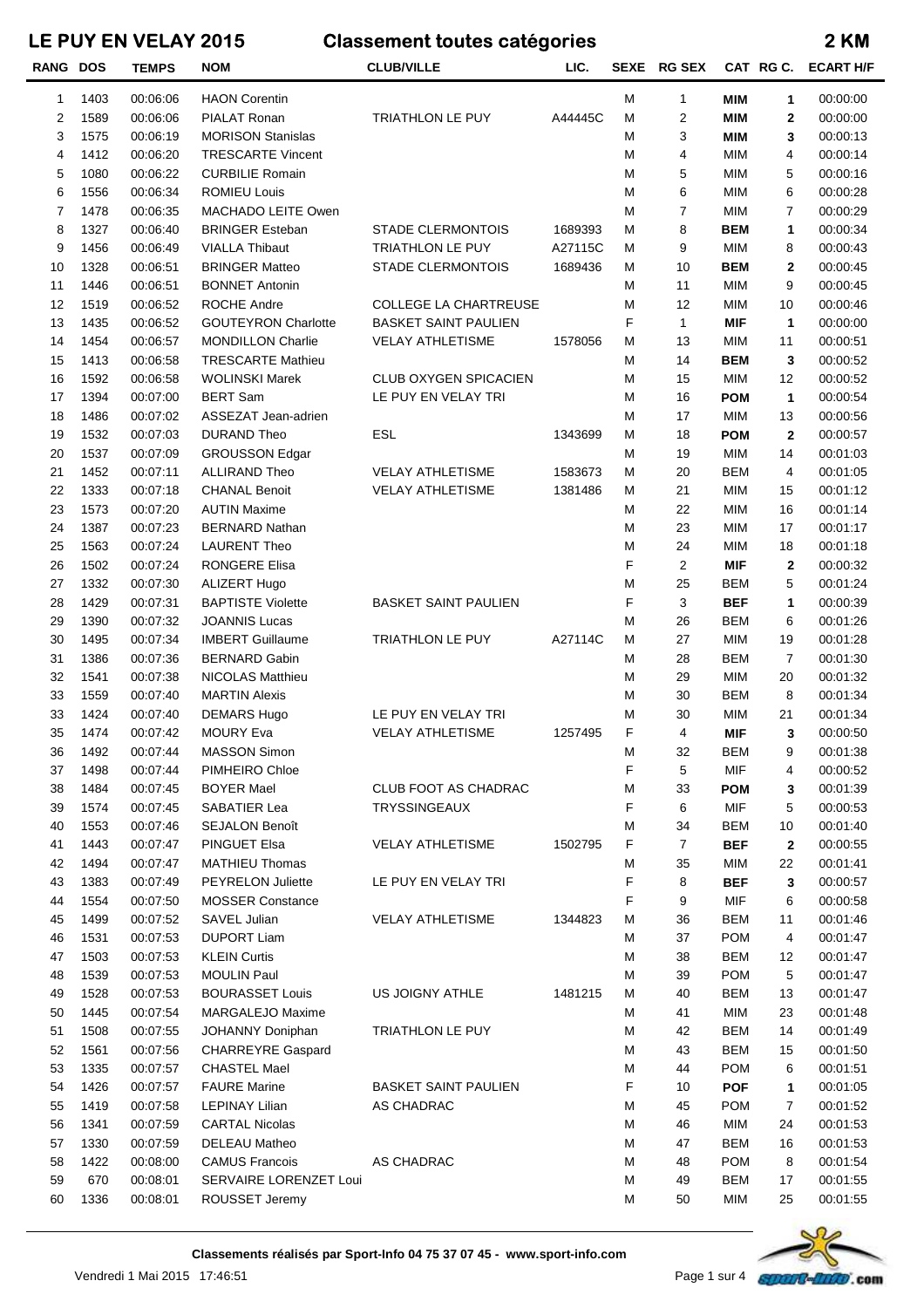# LE PUY EN VELAY 2015 — Classement toutes catégories — 2 KM

| RANG | DOS | TEMPS | NOM | CLUB/VILLE | LIC. | SEXE | RG SEX | CAT | RG C. | ECART H/F |
|---|---|---|---|---|---|---|---|---|---|---|
| 1 | 1403 | 00:06:06 | HAON Corentin | | | M | 1 | **MIM** | **1** | 00:00:00 |
| 2 | 1589 | 00:06:06 | PIALAT Ronan | TRIATHLON LE PUY | A44445C | M | 2 | **MIM** | **2** | 00:00:00 |
| 3 | 1575 | 00:06:19 | MORISON Stanislas | | | M | 3 | **MIM** | **3** | 00:00:13 |
| 4 | 1412 | 00:06:20 | TRESCARTE Vincent | | | M | 4 | MIM | 4 | 00:00:14 |
| 5 | 1080 | 00:06:22 | CURBILIE Romain | | | M | 5 | MIM | 5 | 00:00:16 |
| 6 | 1556 | 00:06:34 | ROMIEU Louis | | | M | 6 | MIM | 6 | 00:00:28 |
| 7 | 1478 | 00:06:35 | MACHADO LEITE Owen | | | M | 7 | MIM | 7 | 00:00:29 |
| 8 | 1327 | 00:06:40 | BRINGER Esteban | STADE CLERMONTOIS | 1689393 | M | 8 | **BEM** | **1** | 00:00:34 |
| 9 | 1456 | 00:06:49 | VIALLA Thibaut | TRIATHLON LE PUY | A27115C | M | 9 | MIM | 8 | 00:00:43 |
| 10 | 1328 | 00:06:51 | BRINGER Matteo | STADE CLERMONTOIS | 1689436 | M | 10 | **BEM** | **2** | 00:00:45 |
| 11 | 1446 | 00:06:51 | BONNET Antonin | | | M | 11 | MIM | 9 | 00:00:45 |
| 12 | 1519 | 00:06:52 | ROCHE Andre | COLLEGE LA CHARTREUSE | | M | 12 | MIM | 10 | 00:00:46 |
| 13 | 1435 | 00:06:52 | GOUTEYRON Charlotte | BASKET SAINT PAULIEN | | F | 1 | **MIF** | **1** | 00:00:00 |
| 14 | 1454 | 00:06:57 | MONDILLON Charlie | VELAY ATHLETISME | 1578056 | M | 13 | MIM | 11 | 00:00:51 |
| 15 | 1413 | 00:06:58 | TRESCARTE Mathieu | | | M | 14 | **BEM** | **3** | 00:00:52 |
| 16 | 1592 | 00:06:58 | WOLINSKI Marek | CLUB OXYGEN SPICACIEN | | M | 15 | MIM | 12 | 00:00:52 |
| 17 | 1394 | 00:07:00 | BERT Sam | LE PUY EN VELAY TRI | | M | 16 | **POM** | **1** | 00:00:54 |
| 18 | 1486 | 00:07:02 | ASSEZAT Jean-adrien | | | M | 17 | MIM | 13 | 00:00:56 |
| 19 | 1532 | 00:07:03 | DURAND Theo | ESL | 1343699 | M | 18 | **POM** | **2** | 00:00:57 |
| 20 | 1537 | 00:07:09 | GROUSSON Edgar | | | M | 19 | MIM | 14 | 00:01:03 |
| 21 | 1452 | 00:07:11 | ALLIRAND Theo | VELAY ATHLETISME | 1583673 | M | 20 | BEM | 4 | 00:01:05 |
| 22 | 1333 | 00:07:18 | CHANAL Benoit | VELAY ATHLETISME | 1381486 | M | 21 | MIM | 15 | 00:01:12 |
| 23 | 1573 | 00:07:20 | AUTIN Maxime | | | M | 22 | MIM | 16 | 00:01:14 |
| 24 | 1387 | 00:07:23 | BERNARD Nathan | | | M | 23 | MIM | 17 | 00:01:17 |
| 25 | 1563 | 00:07:24 | LAURENT Theo | | | M | 24 | MIM | 18 | 00:01:18 |
| 26 | 1502 | 00:07:24 | RONGERE Elisa | | | F | 2 | **MIF** | **2** | 00:00:32 |
| 27 | 1332 | 00:07:30 | ALIZERT Hugo | | | M | 25 | BEM | 5 | 00:01:24 |
| 28 | 1429 | 00:07:31 | BAPTISTE Violette | BASKET SAINT PAULIEN | | F | 3 | **BEF** | **1** | 00:00:39 |
| 29 | 1390 | 00:07:32 | JOANNIS Lucas | | | M | 26 | BEM | 6 | 00:01:26 |
| 30 | 1495 | 00:07:34 | IMBERT Guillaume | TRIATHLON LE PUY | A27114C | M | 27 | MIM | 19 | 00:01:28 |
| 31 | 1386 | 00:07:36 | BERNARD Gabin | | | M | 28 | BEM | 7 | 00:01:30 |
| 32 | 1541 | 00:07:38 | NICOLAS Matthieu | | | M | 29 | MIM | 20 | 00:01:32 |
| 33 | 1559 | 00:07:40 | MARTIN Alexis | | | M | 30 | BEM | 8 | 00:01:34 |
| 33 | 1424 | 00:07:40 | DEMARS Hugo | LE PUY EN VELAY TRI | | M | 30 | MIM | 21 | 00:01:34 |
| 35 | 1474 | 00:07:42 | MOURY Eva | VELAY ATHLETISME | 1257495 | F | 4 | **MIF** | **3** | 00:00:50 |
| 36 | 1492 | 00:07:44 | MASSON Simon | | | M | 32 | BEM | 9 | 00:01:38 |
| 37 | 1498 | 00:07:44 | PIMHEIRO Chloe | | | F | 5 | MIF | 4 | 00:00:52 |
| 38 | 1484 | 00:07:45 | BOYER Mael | CLUB FOOT AS CHADRAC | | M | 33 | **POM** | **3** | 00:01:39 |
| 39 | 1574 | 00:07:45 | SABATIER Lea | TRYSSINGEAUX | | F | 6 | MIF | 5 | 00:00:53 |
| 40 | 1553 | 00:07:46 | SEJALON Benoît | | | M | 34 | BEM | 10 | 00:01:40 |
| 41 | 1443 | 00:07:47 | PINGUET Elsa | VELAY ATHLETISME | 1502795 | F | 7 | **BEF** | **2** | 00:00:55 |
| 42 | 1494 | 00:07:47 | MATHIEU Thomas | | | M | 35 | MIM | 22 | 00:01:41 |
| 43 | 1383 | 00:07:49 | PEYRELON Juliette | LE PUY EN VELAY TRI | | F | 8 | **BEF** | **3** | 00:00:57 |
| 44 | 1554 | 00:07:50 | MOSSER Constance | | | F | 9 | MIF | 6 | 00:00:58 |
| 45 | 1499 | 00:07:52 | SAVEL Julian | VELAY ATHLETISME | 1344823 | M | 36 | BEM | 11 | 00:01:46 |
| 46 | 1531 | 00:07:53 | DUPORT Liam | | | M | 37 | POM | 4 | 00:01:47 |
| 47 | 1503 | 00:07:53 | KLEIN Curtis | | | M | 38 | BEM | 12 | 00:01:47 |
| 48 | 1539 | 00:07:53 | MOULIN Paul | | | M | 39 | POM | 5 | 00:01:47 |
| 49 | 1528 | 00:07:53 | BOURASSET Louis | US JOIGNY ATHLE | 1481215 | M | 40 | BEM | 13 | 00:01:47 |
| 50 | 1445 | 00:07:54 | MARGALEJO Maxime | | | M | 41 | MIM | 23 | 00:01:48 |
| 51 | 1508 | 00:07:55 | JOHANNY Doniphan | TRIATHLON LE PUY | | M | 42 | BEM | 14 | 00:01:49 |
| 52 | 1561 | 00:07:56 | CHARREYRE Gaspard | | | M | 43 | BEM | 15 | 00:01:50 |
| 53 | 1335 | 00:07:57 | CHASTEL Mael | | | M | 44 | POM | 6 | 00:01:51 |
| 54 | 1426 | 00:07:57 | FAURE Marine | BASKET SAINT PAULIEN | | F | 10 | **POF** | **1** | 00:01:05 |
| 55 | 1419 | 00:07:58 | LEPINAY Lilian | AS CHADRAC | | M | 45 | POM | 7 | 00:01:52 |
| 56 | 1341 | 00:07:59 | CARTAL Nicolas | | | M | 46 | MIM | 24 | 00:01:53 |
| 57 | 1330 | 00:07:59 | DELEAU Matheo | | | M | 47 | BEM | 16 | 00:01:53 |
| 58 | 1422 | 00:08:00 | CAMUS Francois | AS CHADRAC | | M | 48 | POM | 8 | 00:01:54 |
| 59 | 670 | 00:08:01 | SERVAIRE LORENZET Loui | | | M | 49 | BEM | 17 | 00:01:55 |
| 60 | 1336 | 00:08:01 | ROUSSET Jeremy | | | M | 50 | MIM | 25 | 00:01:55 |

Classements réalisés par Sport-Info 04 75 37 07 45 - www.sport-info.com

Vendredi 1 Mai 2015 17:46:51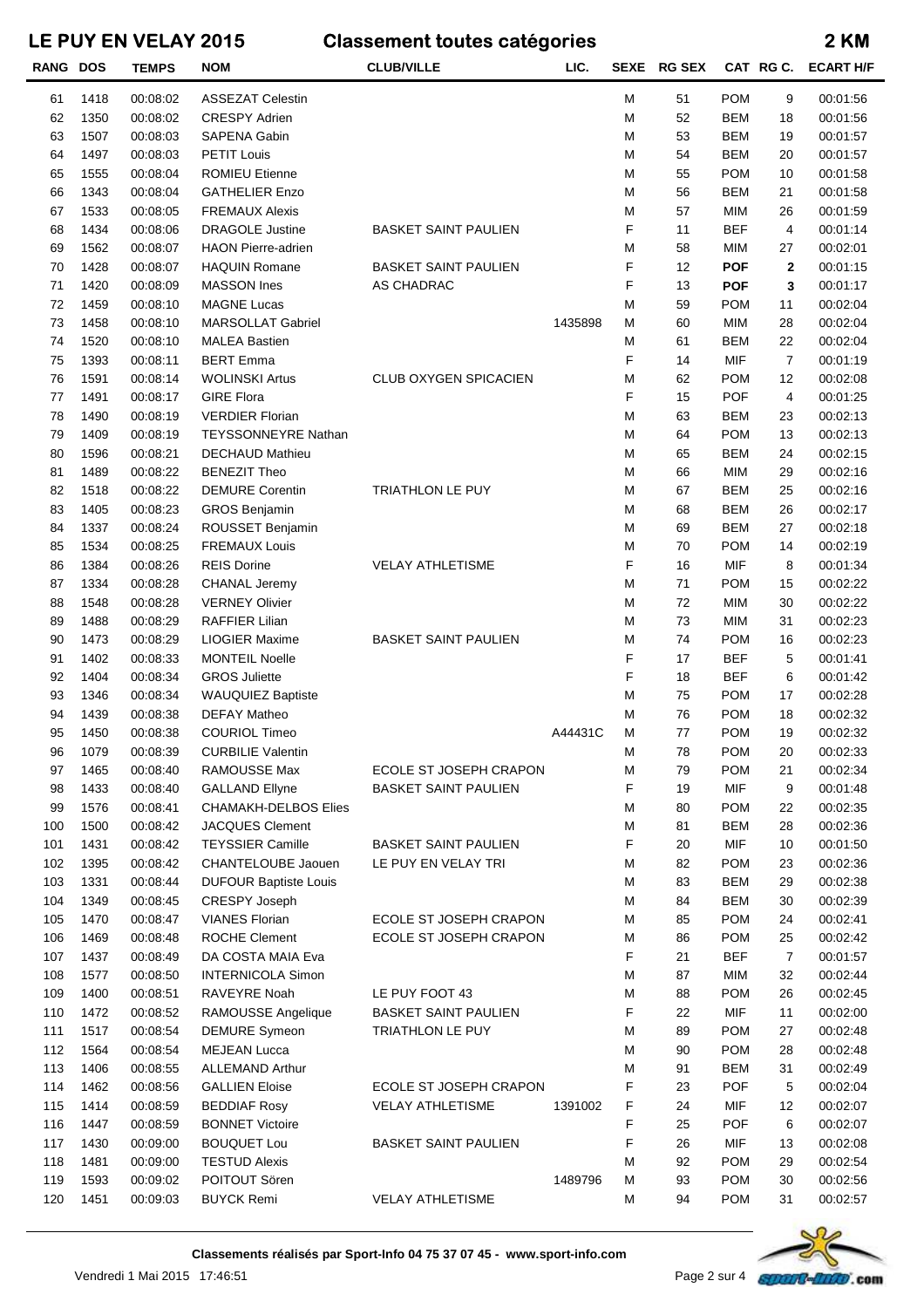# LE PUY EN VELAY 2015 — Classement toutes catégories — 2 KM

| RANG | DOS | TEMPS | NOM | CLUB/VILLE | LIC. | SEXE | RG SEX | CAT | RG C. | ECART H/F |
|---|---|---|---|---|---|---|---|---|---|---|
| 61 | 1418 | 00:08:02 | ASSEZAT Celestin | | | M | 51 | POM | 9 | 00:01:56 |
| 62 | 1350 | 00:08:02 | CRESPY Adrien | | | M | 52 | BEM | 18 | 00:01:56 |
| 63 | 1507 | 00:08:03 | SAPENA Gabin | | | M | 53 | BEM | 19 | 00:01:57 |
| 64 | 1497 | 00:08:03 | PETIT Louis | | | M | 54 | BEM | 20 | 00:01:57 |
| 65 | 1555 | 00:08:04 | ROMIEU Etienne | | | M | 55 | POM | 10 | 00:01:58 |
| 66 | 1343 | 00:08:04 | GATHELIER Enzo | | | M | 56 | BEM | 21 | 00:01:58 |
| 67 | 1533 | 00:08:05 | FREMAUX Alexis | | | M | 57 | MIM | 26 | 00:01:59 |
| 68 | 1434 | 00:08:06 | DRAGOLE Justine | BASKET SAINT PAULIEN | | F | 11 | BEF | 4 | 00:01:14 |
| 69 | 1562 | 00:08:07 | HAON Pierre-adrien | | | M | 58 | MIM | 27 | 00:02:01 |
| 70 | 1428 | 00:08:07 | HAQUIN Romane | BASKET SAINT PAULIEN | | F | 12 | **POF** | **2** | 00:01:15 |
| 71 | 1420 | 00:08:09 | MASSON Ines | AS CHADRAC | | F | 13 | **POF** | **3** | 00:01:17 |
| 72 | 1459 | 00:08:10 | MAGNE Lucas | | | M | 59 | POM | 11 | 00:02:04 |
| 73 | 1458 | 00:08:10 | MARSOLLAT Gabriel | | 1435898 | M | 60 | MIM | 28 | 00:02:04 |
| 74 | 1520 | 00:08:10 | MALEA Bastien | | | M | 61 | BEM | 22 | 00:02:04 |
| 75 | 1393 | 00:08:11 | BERT Emma | | | F | 14 | MIF | 7 | 00:01:19 |
| 76 | 1591 | 00:08:14 | WOLINSKI Artus | CLUB OXYGEN SPICACIEN | | M | 62 | POM | 12 | 00:02:08 |
| 77 | 1491 | 00:08:17 | GIRE Flora | | | F | 15 | POF | 4 | 00:01:25 |
| 78 | 1490 | 00:08:19 | VERDIER Florian | | | M | 63 | BEM | 23 | 00:02:13 |
| 79 | 1409 | 00:08:19 | TEYSSONNEYRE Nathan | | | M | 64 | POM | 13 | 00:02:13 |
| 80 | 1596 | 00:08:21 | DECHAUD Mathieu | | | M | 65 | BEM | 24 | 00:02:15 |
| 81 | 1489 | 00:08:22 | BENEZIT Theo | | | M | 66 | MIM | 29 | 00:02:16 |
| 82 | 1518 | 00:08:22 | DEMURE Corentin | TRIATHLON LE PUY | | M | 67 | BEM | 25 | 00:02:16 |
| 83 | 1405 | 00:08:23 | GROS Benjamin | | | M | 68 | BEM | 26 | 00:02:17 |
| 84 | 1337 | 00:08:24 | ROUSSET Benjamin | | | M | 69 | BEM | 27 | 00:02:18 |
| 85 | 1534 | 00:08:25 | FREMAUX Louis | | | M | 70 | POM | 14 | 00:02:19 |
| 86 | 1384 | 00:08:26 | REIS Dorine | VELAY ATHLETISME | | F | 16 | MIF | 8 | 00:01:34 |
| 87 | 1334 | 00:08:28 | CHANAL Jeremy | | | M | 71 | POM | 15 | 00:02:22 |
| 88 | 1548 | 00:08:28 | VERNEY Olivier | | | M | 72 | MIM | 30 | 00:02:22 |
| 89 | 1488 | 00:08:29 | RAFFIER Lilian | | | M | 73 | MIM | 31 | 00:02:23 |
| 90 | 1473 | 00:08:29 | LIOGIER Maxime | BASKET SAINT PAULIEN | | M | 74 | POM | 16 | 00:02:23 |
| 91 | 1402 | 00:08:33 | MONTEIL Noelle | | | F | 17 | BEF | 5 | 00:01:41 |
| 92 | 1404 | 00:08:34 | GROS Juliette | | | F | 18 | BEF | 6 | 00:01:42 |
| 93 | 1346 | 00:08:34 | WAUQUIEZ Baptiste | | | M | 75 | POM | 17 | 00:02:28 |
| 94 | 1439 | 00:08:38 | DEFAY Matheo | | | M | 76 | POM | 18 | 00:02:32 |
| 95 | 1450 | 00:08:38 | COURIOL Timeo | | A44431C | M | 77 | POM | 19 | 00:02:32 |
| 96 | 1079 | 00:08:39 | CURBILIE Valentin | | | M | 78 | POM | 20 | 00:02:33 |
| 97 | 1465 | 00:08:40 | RAMOUSSE Max | ECOLE ST JOSEPH CRAPON | | M | 79 | POM | 21 | 00:02:34 |
| 98 | 1433 | 00:08:40 | GALLAND Ellyne | BASKET SAINT PAULIEN | | F | 19 | MIF | 9 | 00:01:48 |
| 99 | 1576 | 00:08:41 | CHAMAKH-DELBOS Elies | | | M | 80 | POM | 22 | 00:02:35 |
| 100 | 1500 | 00:08:42 | JACQUES Clement | | | M | 81 | BEM | 28 | 00:02:36 |
| 101 | 1431 | 00:08:42 | TEYSSIER Camille | BASKET SAINT PAULIEN | | F | 20 | MIF | 10 | 00:01:50 |
| 102 | 1395 | 00:08:42 | CHANTELOUBE Jaouen | LE PUY EN VELAY TRI | | M | 82 | POM | 23 | 00:02:36 |
| 103 | 1331 | 00:08:44 | DUFOUR Baptiste Louis | | | M | 83 | BEM | 29 | 00:02:38 |
| 104 | 1349 | 00:08:45 | CRESPY Joseph | | | M | 84 | BEM | 30 | 00:02:39 |
| 105 | 1470 | 00:08:47 | VIANES Florian | ECOLE ST JOSEPH CRAPON | | M | 85 | POM | 24 | 00:02:41 |
| 106 | 1469 | 00:08:48 | ROCHE Clement | ECOLE ST JOSEPH CRAPON | | M | 86 | POM | 25 | 00:02:42 |
| 107 | 1437 | 00:08:49 | DA COSTA MAIA Eva | | | F | 21 | BEF | 7 | 00:01:57 |
| 108 | 1577 | 00:08:50 | INTERNICOLA Simon | | | M | 87 | MIM | 32 | 00:02:44 |
| 109 | 1400 | 00:08:51 | RAVEYRE Noah | LE PUY FOOT 43 | | M | 88 | POM | 26 | 00:02:45 |
| 110 | 1472 | 00:08:52 | RAMOUSSE Angelique | BASKET SAINT PAULIEN | | F | 22 | MIF | 11 | 00:02:00 |
| 111 | 1517 | 00:08:54 | DEMURE Symeon | TRIATHLON LE PUY | | M | 89 | POM | 27 | 00:02:48 |
| 112 | 1564 | 00:08:54 | MEJEAN Lucca | | | M | 90 | POM | 28 | 00:02:48 |
| 113 | 1406 | 00:08:55 | ALLEMAND Arthur | | | M | 91 | BEM | 31 | 00:02:49 |
| 114 | 1462 | 00:08:56 | GALLIEN Eloise | ECOLE ST JOSEPH CRAPON | | F | 23 | POF | 5 | 00:02:04 |
| 115 | 1414 | 00:08:59 | BEDDIAF Rosy | VELAY ATHLETISME | 1391002 | F | 24 | MIF | 12 | 00:02:07 |
| 116 | 1447 | 00:08:59 | BONNET Victoire | | | F | 25 | POF | 6 | 00:02:07 |
| 117 | 1430 | 00:09:00 | BOUQUET Lou | BASKET SAINT PAULIEN | | F | 26 | MIF | 13 | 00:02:08 |
| 118 | 1481 | 00:09:00 | TESTUD Alexis | | | M | 92 | POM | 29 | 00:02:54 |
| 119 | 1593 | 00:09:02 | POITOUT Sören | | 1489796 | M | 93 | POM | 30 | 00:02:56 |
| 120 | 1451 | 00:09:03 | BUYCK Remi | VELAY ATHLETISME | | M | 94 | POM | 31 | 00:02:57 |

Classements réalisés par Sport-Info 04 75 37 07 45 - www.sport-info.com

Vendredi 1 Mai 2015 17:46:51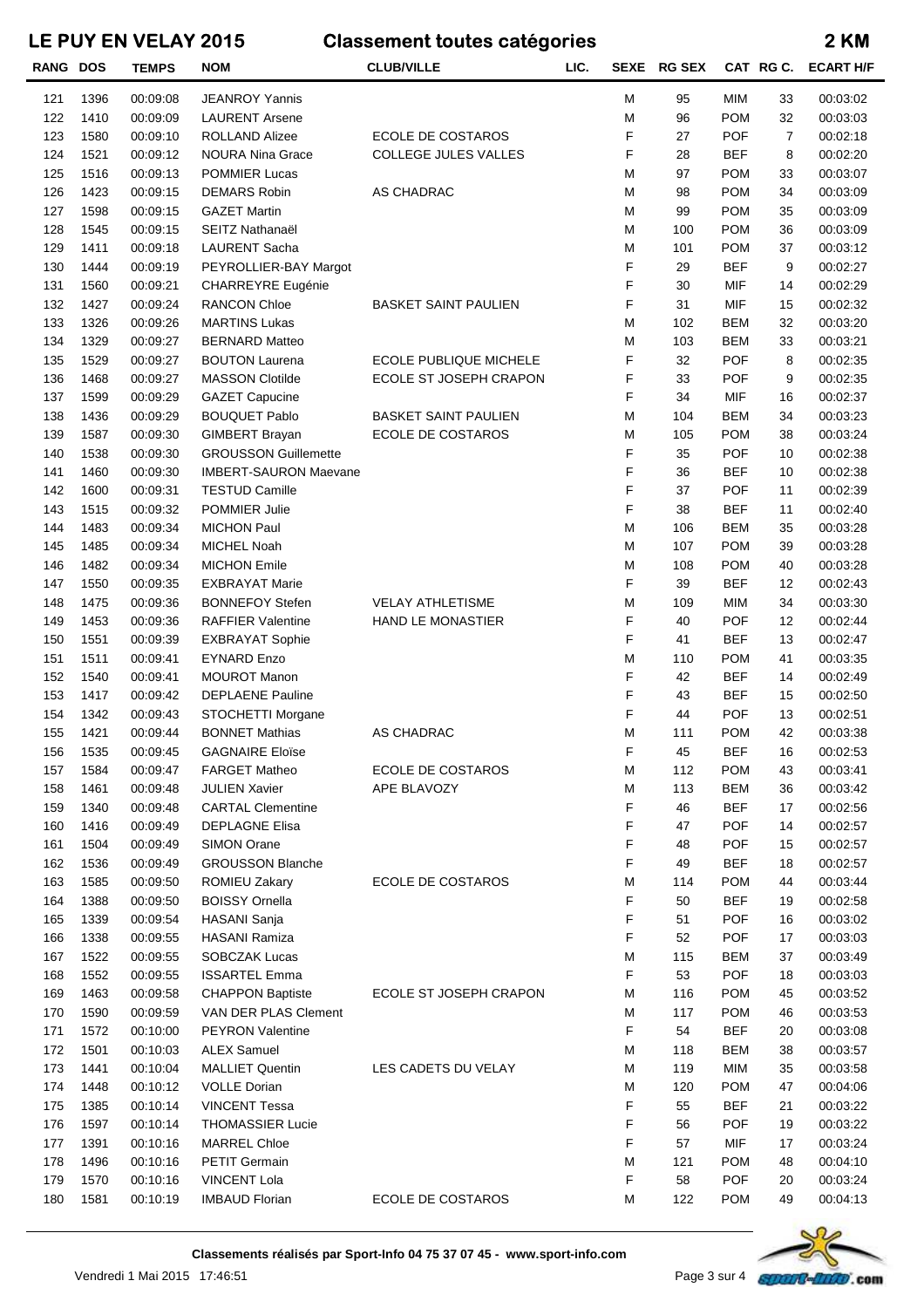# LE PUY EN VELAY 2015 — Classement toutes catégories — 2 KM

| RANG | DOS | TEMPS | NOM | CLUB/VILLE | LIC. | SEXE | RG SEX | CAT | RG C. | ECART H/F |
|---|---|---|---|---|---|---|---|---|---|---|
| 121 | 1396 | 00:09:08 | JEANROY Yannis | | | M | 95 | MIM | 33 | 00:03:02 |
| 122 | 1410 | 00:09:09 | LAURENT Arsene | | | M | 96 | POM | 32 | 00:03:03 |
| 123 | 1580 | 00:09:10 | ROLLAND Alizee | ECOLE DE COSTAROS | | F | 27 | POF | 7 | 00:02:18 |
| 124 | 1521 | 00:09:12 | NOURA Nina Grace | COLLEGE JULES VALLES | | F | 28 | BEF | 8 | 00:02:20 |
| 125 | 1516 | 00:09:13 | POMMIER Lucas | | | M | 97 | POM | 33 | 00:03:07 |
| 126 | 1423 | 00:09:15 | DEMARS Robin | AS CHADRAC | | M | 98 | POM | 34 | 00:03:09 |
| 127 | 1598 | 00:09:15 | GAZET Martin | | | M | 99 | POM | 35 | 00:03:09 |
| 128 | 1545 | 00:09:15 | SEITZ Nathanaël | | | M | 100 | POM | 36 | 00:03:09 |
| 129 | 1411 | 00:09:18 | LAURENT Sacha | | | M | 101 | POM | 37 | 00:03:12 |
| 130 | 1444 | 00:09:19 | PEYROLLIER-BAY Margot | | | F | 29 | BEF | 9 | 00:02:27 |
| 131 | 1560 | 00:09:21 | CHARREYRE Eugénie | | | F | 30 | MIF | 14 | 00:02:29 |
| 132 | 1427 | 00:09:24 | RANCON Chloe | BASKET SAINT PAULIEN | | F | 31 | MIF | 15 | 00:02:32 |
| 133 | 1326 | 00:09:26 | MARTINS Lukas | | | M | 102 | BEM | 32 | 00:03:20 |
| 134 | 1329 | 00:09:27 | BERNARD Matteo | | | M | 103 | BEM | 33 | 00:03:21 |
| 135 | 1529 | 00:09:27 | BOUTON Laurena | ECOLE PUBLIQUE MICHELE | | F | 32 | POF | 8 | 00:02:35 |
| 136 | 1468 | 00:09:27 | MASSON Clotilde | ECOLE ST JOSEPH CRAPON | | F | 33 | POF | 9 | 00:02:35 |
| 137 | 1599 | 00:09:29 | GAZET Capucine | | | F | 34 | MIF | 16 | 00:02:37 |
| 138 | 1436 | 00:09:29 | BOUQUET Pablo | BASKET SAINT PAULIEN | | M | 104 | BEM | 34 | 00:03:23 |
| 139 | 1587 | 00:09:30 | GIMBERT Brayan | ECOLE DE COSTAROS | | M | 105 | POM | 38 | 00:03:24 |
| 140 | 1538 | 00:09:30 | GROUSSON Guillemette | | | F | 35 | POF | 10 | 00:02:38 |
| 141 | 1460 | 00:09:30 | IMBERT-SAURON Maevane | | | F | 36 | BEF | 10 | 00:02:38 |
| 142 | 1600 | 00:09:31 | TESTUD Camille | | | F | 37 | POF | 11 | 00:02:39 |
| 143 | 1515 | 00:09:32 | POMMIER Julie | | | F | 38 | BEF | 11 | 00:02:40 |
| 144 | 1483 | 00:09:34 | MICHON Paul | | | M | 106 | BEM | 35 | 00:03:28 |
| 145 | 1485 | 00:09:34 | MICHEL Noah | | | M | 107 | POM | 39 | 00:03:28 |
| 146 | 1482 | 00:09:34 | MICHON Emile | | | M | 108 | POM | 40 | 00:03:28 |
| 147 | 1550 | 00:09:35 | EXBRAYAT Marie | | | F | 39 | BEF | 12 | 00:02:43 |
| 148 | 1475 | 00:09:36 | BONNEFOY Stefen | VELAY ATHLETISME | | M | 109 | MIM | 34 | 00:03:30 |
| 149 | 1453 | 00:09:36 | RAFFIER Valentine | HAND LE MONASTIER | | F | 40 | POF | 12 | 00:02:44 |
| 150 | 1551 | 00:09:39 | EXBRAYAT Sophie | | | F | 41 | BEF | 13 | 00:02:47 |
| 151 | 1511 | 00:09:41 | EYNARD Enzo | | | M | 110 | POM | 41 | 00:03:35 |
| 152 | 1540 | 00:09:41 | MOUROT Manon | | | F | 42 | BEF | 14 | 00:02:49 |
| 153 | 1417 | 00:09:42 | DEPLAENE Pauline | | | F | 43 | BEF | 15 | 00:02:50 |
| 154 | 1342 | 00:09:43 | STOCHETTI Morgane | | | F | 44 | POF | 13 | 00:02:51 |
| 155 | 1421 | 00:09:44 | BONNET Mathias | AS CHADRAC | | M | 111 | POM | 42 | 00:03:38 |
| 156 | 1535 | 00:09:45 | GAGNAIRE Eloïse | | | F | 45 | BEF | 16 | 00:02:53 |
| 157 | 1584 | 00:09:47 | FARGET Matheo | ECOLE DE COSTAROS | | M | 112 | POM | 43 | 00:03:41 |
| 158 | 1461 | 00:09:48 | JULIEN Xavier | APE BLAVOZY | | M | 113 | BEM | 36 | 00:03:42 |
| 159 | 1340 | 00:09:48 | CARTAL Clementine | | | F | 46 | BEF | 17 | 00:02:56 |
| 160 | 1416 | 00:09:49 | DEPLAGNE Elisa | | | F | 47 | POF | 14 | 00:02:57 |
| 161 | 1504 | 00:09:49 | SIMON Orane | | | F | 48 | POF | 15 | 00:02:57 |
| 162 | 1536 | 00:09:49 | GROUSSON Blanche | | | F | 49 | BEF | 18 | 00:02:57 |
| 163 | 1585 | 00:09:50 | ROMIEU Zakary | ECOLE DE COSTAROS | | M | 114 | POM | 44 | 00:03:44 |
| 164 | 1388 | 00:09:50 | BOISSY Ornella | | | F | 50 | BEF | 19 | 00:02:58 |
| 165 | 1339 | 00:09:54 | HASANI Sanja | | | F | 51 | POF | 16 | 00:03:02 |
| 166 | 1338 | 00:09:55 | HASANI Ramiza | | | F | 52 | POF | 17 | 00:03:03 |
| 167 | 1522 | 00:09:55 | SOBCZAK Lucas | | | M | 115 | BEM | 37 | 00:03:49 |
| 168 | 1552 | 00:09:55 | ISSARTEL Emma | | | F | 53 | POF | 18 | 00:03:03 |
| 169 | 1463 | 00:09:58 | CHAPPON Baptiste | ECOLE ST JOSEPH CRAPON | | M | 116 | POM | 45 | 00:03:52 |
| 170 | 1590 | 00:09:59 | VAN DER PLAS Clement | | | M | 117 | POM | 46 | 00:03:53 |
| 171 | 1572 | 00:10:00 | PEYRON Valentine | | | F | 54 | BEF | 20 | 00:03:08 |
| 172 | 1501 | 00:10:03 | ALEX Samuel | | | M | 118 | BEM | 38 | 00:03:57 |
| 173 | 1441 | 00:10:04 | MALLIET Quentin | LES CADETS DU VELAY | | M | 119 | MIM | 35 | 00:03:58 |
| 174 | 1448 | 00:10:12 | VOLLE Dorian | | | M | 120 | POM | 47 | 00:04:06 |
| 175 | 1385 | 00:10:14 | VINCENT Tessa | | | F | 55 | BEF | 21 | 00:03:22 |
| 176 | 1597 | 00:10:14 | THOMASSIER Lucie | | | F | 56 | POF | 19 | 00:03:22 |
| 177 | 1391 | 00:10:16 | MARREL Chloe | | | F | 57 | MIF | 17 | 00:03:24 |
| 178 | 1496 | 00:10:16 | PETIT Germain | | | M | 121 | POM | 48 | 00:04:10 |
| 179 | 1570 | 00:10:16 | VINCENT Lola | | | F | 58 | POF | 20 | 00:03:24 |
| 180 | 1581 | 00:10:19 | IMBAUD Florian | ECOLE DE COSTAROS | | M | 122 | POM | 49 | 00:04:13 |

**Classements réalisés par Sport-Info 04 75 37 07 45 - www.sport-info.com**

Vendredi 1 Mai 2015 17:46:51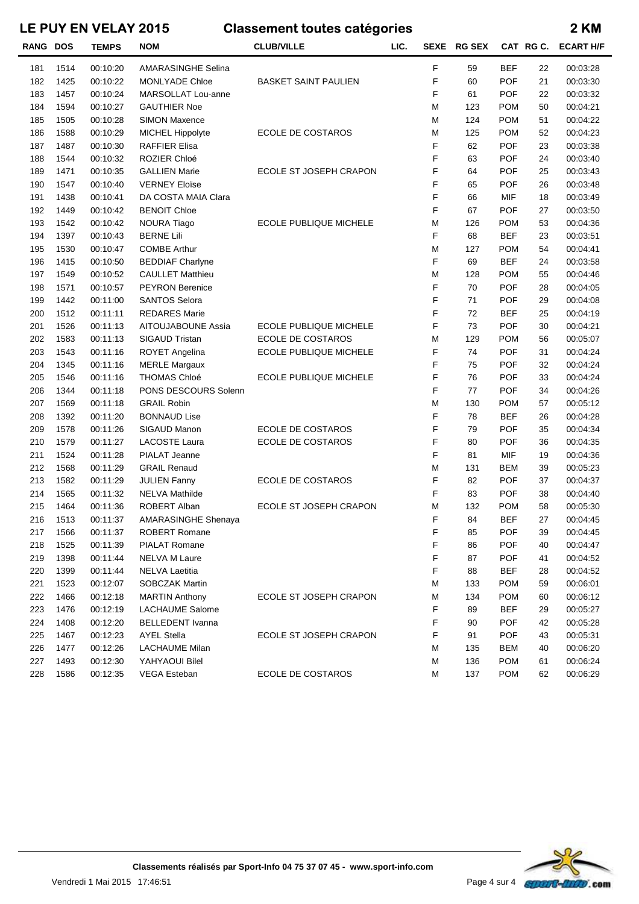# LE PUY EN VELAY 2015 — Classement toutes catégories — 2 KM

| RANG | DOS | TEMPS | NOM | CLUB/VILLE | LIC. | SEXE | RG SEX | CAT | RG C. | ECART H/F |
|---|---|---|---|---|---|---|---|---|---|---|
| 181 | 1514 | 00:10:20 | AMARASINGHE Selina | | | F | 59 | BEF | 22 | 00:03:28 |
| 182 | 1425 | 00:10:22 | MONLYADE Chloe | BASKET SAINT PAULIEN | | F | 60 | POF | 21 | 00:03:30 |
| 183 | 1457 | 00:10:24 | MARSOLLAT Lou-anne | | | F | 61 | POF | 22 | 00:03:32 |
| 184 | 1594 | 00:10:27 | GAUTHIER Noe | | | M | 123 | POM | 50 | 00:04:21 |
| 185 | 1505 | 00:10:28 | SIMON Maxence | | | M | 124 | POM | 51 | 00:04:22 |
| 186 | 1588 | 00:10:29 | MICHEL Hippolyte | ECOLE DE COSTAROS | | M | 125 | POM | 52 | 00:04:23 |
| 187 | 1487 | 00:10:30 | RAFFIER Elisa | | | F | 62 | POF | 23 | 00:03:38 |
| 188 | 1544 | 00:10:32 | ROZIER Chloé | | | F | 63 | POF | 24 | 00:03:40 |
| 189 | 1471 | 00:10:35 | GALLIEN Marie | ECOLE ST JOSEPH CRAPON | | F | 64 | POF | 25 | 00:03:43 |
| 190 | 1547 | 00:10:40 | VERNEY Eloïse | | | F | 65 | POF | 26 | 00:03:48 |
| 191 | 1438 | 00:10:41 | DA COSTA MAIA Clara | | | F | 66 | MIF | 18 | 00:03:49 |
| 192 | 1449 | 00:10:42 | BENOIT Chloe | | | F | 67 | POF | 27 | 00:03:50 |
| 193 | 1542 | 00:10:42 | NOURA Tiago | ECOLE PUBLIQUE MICHELE | | M | 126 | POM | 53 | 00:04:36 |
| 194 | 1397 | 00:10:43 | BERNE Lili | | | F | 68 | BEF | 23 | 00:03:51 |
| 195 | 1530 | 00:10:47 | COMBE Arthur | | | M | 127 | POM | 54 | 00:04:41 |
| 196 | 1415 | 00:10:50 | BEDDIAF Charlyne | | | F | 69 | BEF | 24 | 00:03:58 |
| 197 | 1549 | 00:10:52 | CAULLET Matthieu | | | M | 128 | POM | 55 | 00:04:46 |
| 198 | 1571 | 00:10:57 | PEYRON Berenice | | | F | 70 | POF | 28 | 00:04:05 |
| 199 | 1442 | 00:11:00 | SANTOS Selora | | | F | 71 | POF | 29 | 00:04:08 |
| 200 | 1512 | 00:11:11 | REDARES Marie | | | F | 72 | BEF | 25 | 00:04:19 |
| 201 | 1526 | 00:11:13 | AITOUJABOUNE Assia | ECOLE PUBLIQUE MICHELE | | F | 73 | POF | 30 | 00:04:21 |
| 202 | 1583 | 00:11:13 | SIGAUD Tristan | ECOLE DE COSTAROS | | M | 129 | POM | 56 | 00:05:07 |
| 203 | 1543 | 00:11:16 | ROYET Angelina | ECOLE PUBLIQUE MICHELE | | F | 74 | POF | 31 | 00:04:24 |
| 204 | 1345 | 00:11:16 | MERLE Margaux | | | F | 75 | POF | 32 | 00:04:24 |
| 205 | 1546 | 00:11:16 | THOMAS Chloé | ECOLE PUBLIQUE MICHELE | | F | 76 | POF | 33 | 00:04:24 |
| 206 | 1344 | 00:11:18 | PONS DESCOURS Solenn | | | F | 77 | POF | 34 | 00:04:26 |
| 207 | 1569 | 00:11:18 | GRAIL Robin | | | M | 130 | POM | 57 | 00:05:12 |
| 208 | 1392 | 00:11:20 | BONNAUD Lise | | | F | 78 | BEF | 26 | 00:04:28 |
| 209 | 1578 | 00:11:26 | SIGAUD Manon | ECOLE DE COSTAROS | | F | 79 | POF | 35 | 00:04:34 |
| 210 | 1579 | 00:11:27 | LACOSTE Laura | ECOLE DE COSTAROS | | F | 80 | POF | 36 | 00:04:35 |
| 211 | 1524 | 00:11:28 | PIALAT Jeanne | | | F | 81 | MIF | 19 | 00:04:36 |
| 212 | 1568 | 00:11:29 | GRAIL Renaud | | | M | 131 | BEM | 39 | 00:05:23 |
| 213 | 1582 | 00:11:29 | JULIEN Fanny | ECOLE DE COSTAROS | | F | 82 | POF | 37 | 00:04:37 |
| 214 | 1565 | 00:11:32 | NELVA Mathilde | | | F | 83 | POF | 38 | 00:04:40 |
| 215 | 1464 | 00:11:36 | ROBERT Alban | ECOLE ST JOSEPH CRAPON | | M | 132 | POM | 58 | 00:05:30 |
| 216 | 1513 | 00:11:37 | AMARASINGHE Shenaya | | | F | 84 | BEF | 27 | 00:04:45 |
| 217 | 1566 | 00:11:37 | ROBERT Romane | | | F | 85 | POF | 39 | 00:04:45 |
| 218 | 1525 | 00:11:39 | PIALAT Romane | | | F | 86 | POF | 40 | 00:04:47 |
| 219 | 1398 | 00:11:44 | NELVA M Laure | | | F | 87 | POF | 41 | 00:04:52 |
| 220 | 1399 | 00:11:44 | NELVA Laetitia | | | F | 88 | BEF | 28 | 00:04:52 |
| 221 | 1523 | 00:12:07 | SOBCZAK Martin | | | M | 133 | POM | 59 | 00:06:01 |
| 222 | 1466 | 00:12:18 | MARTIN Anthony | ECOLE ST JOSEPH CRAPON | | M | 134 | POM | 60 | 00:06:12 |
| 223 | 1476 | 00:12:19 | LACHAUME Salome | | | F | 89 | BEF | 29 | 00:05:27 |
| 224 | 1408 | 00:12:20 | BELLEDENT Ivanna | | | F | 90 | POF | 42 | 00:05:28 |
| 225 | 1467 | 00:12:23 | AYEL Stella | ECOLE ST JOSEPH CRAPON | | F | 91 | POF | 43 | 00:05:31 |
| 226 | 1477 | 00:12:26 | LACHAUME Milan | | | M | 135 | BEM | 40 | 00:06:20 |
| 227 | 1493 | 00:12:30 | YAHYAOUI Bilel | | | M | 136 | POM | 61 | 00:06:24 |
| 228 | 1586 | 00:12:35 | VEGA Esteban | ECOLE DE COSTAROS | | M | 137 | POM | 62 | 00:06:29 |

**Classements réalisés par Sport-Info 04 75 37 07 45 - www.sport-info.com**

Vendredi 1 Mai 2015 17:46:51